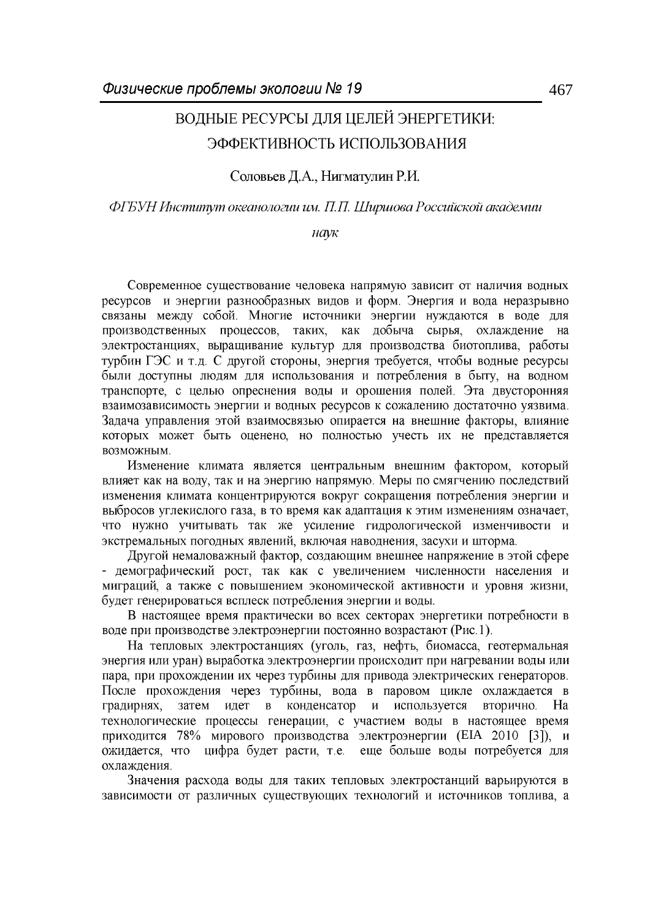# ВОДНЫЕ РЕСУРСЫ ДЛЯ ЦЕЛЕЙ ЭНЕРГЕТИКИ: ЭФФЕКТИВНОСТЬ ИСПОЛЬЗОВАНИЯ

Соловьев Д.А., Нигматулин Р.И.

*ФГБУН Институт океанологии им. П.П. Ширшова Российской академии наук*

Современное существование человека напрямую зависит от наличия водных ресурсов и энергии разнообразных видов и форм. Энергия и вода неразрывно связаны между собой. Многие источники энергии нуждаются в воде для производственных процессов, таких, как добыча сырья, охлаждение на электростанциях, выращивание культур для производства биотоплива, работы турбин ГЭС и т.д. С другой стороны, энергия требуется, чтобы водные ресурсы были доступны людям для использования и потребления в быту, на водном транспорте, с целью опреснения воды и орошения полей. Эта двусторонняя взаимозависимость энергии и водных ресурсов к сожалению достаточно уязвима. Задача управления этой взаимосвязью опирается на внешние факторы, влияние которых может быть оценено, но полностью учесть их не представляется возможным.

Изменение климата является центральным внешним фактором, который влияет как на воду, так и на энергию напрямую. Меры по смягчению последствий изменения климата концентрируются вокруг сокращения потребления энергии и выбросов углекислого газа, в то время как адаптация к этим изменениям означает, что нужно учитывать так же усиление гидрологической изменчивости и экстремальных погодных явлений, включая наводнения, засухи и шторма.

Другой немаловажный фактор, создающим внешнее напряжение в этой сфере - демографический рост, так как с увеличением численности населения и миграций, а также с повышением экономической активности и уровня жизни, будет генерироваться всплеск потребления энергии и воды.

В настоящее время практически во всех секторах энергетики потребности в воде при производстве электроэнергии постоянно возрастают (Рис.1).

На тепловых электростанциях (уголь, газ, нефть, биомасса, геотермальная энергия или уран) выработка электроэнергии происходит при нагревании воды или пара, при прохождении их через турбины для привода электрических генераторов. После прохождения через турбины, вода в паровом цикле охлаждается в градирнях, затем идет в конденсатор и используется вторично. На технологические процессы генерации, с участием воды в настоящее время приходится 78% мирового производства электроэнергии (EIA 2010 [3]), и ожидается, что цифра будет расти, т.е. еще больше воды потребуется для охлаждения.

Значения расхода воды для таких тепловых электростанций варьируются в зависимости от различных существующих технологий и источников топлива, а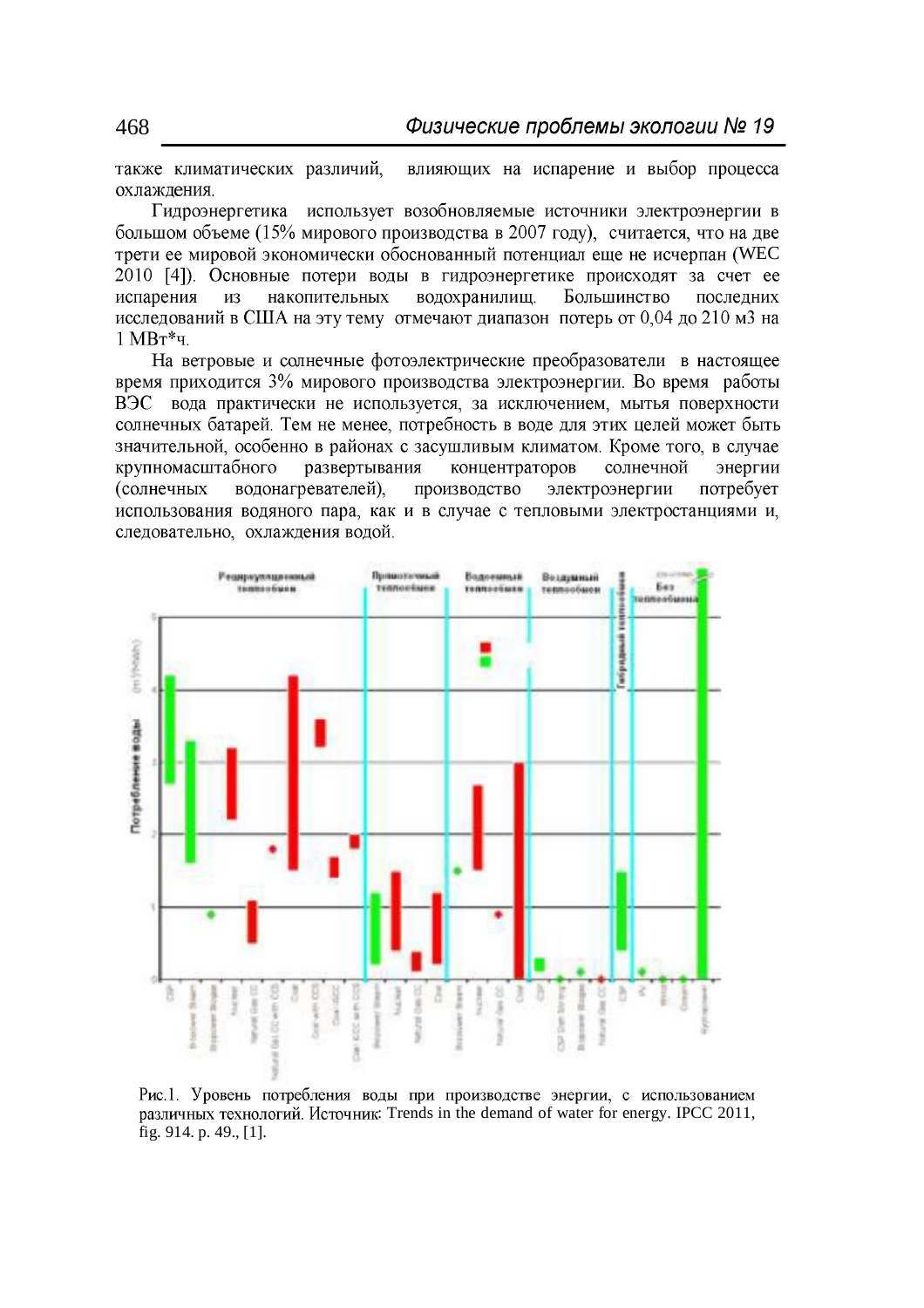также климатических различий, влияющих на испарение и выбор процесса охлаждения.

Гидроэнергетика использует возобновляемые источники электроэнергии в большом объеме (15% мирового производства в 2007 году), считается, что на две трети ее мировой экономически обоснованный потенциал еще не исчерпан (WEC 2010 [4]). Основные потери воды в гидроэнергетике происходят за счет ее испарения из накопительных водохранилищ. Большинство последних исследований в США на эту тему отмечают диапазон потерь от 0,04 до 210 м3 на 1 МВт*ч.

На ветровые и солнечные фотоэлектрические преобразователи в настоящее время приходится 3% мирового производства электроэнергии. Во время работы ВЭС вода практически не используется, за исключением, мытья поверхности солнечных батарей. Тем не менее, потребность в воде для этих целей может быть значительной, особенно в районах с засушливым климатом. Кроме того, в случае крупномасштабного развертывания концентраторов солнечной энергии (солнечных водонагревателей), производство электроэнергии потребует использования водяного пара, как и в случае с тепловыми электростанциями и, следовательно, охлаждения водой.

Рис.1. Уровень потребления воды при производстве энергии, с использованием различных технологий. Источник: Trends in the demand of water for energy. IPCC 2011, fig. 914. p. 49., [1].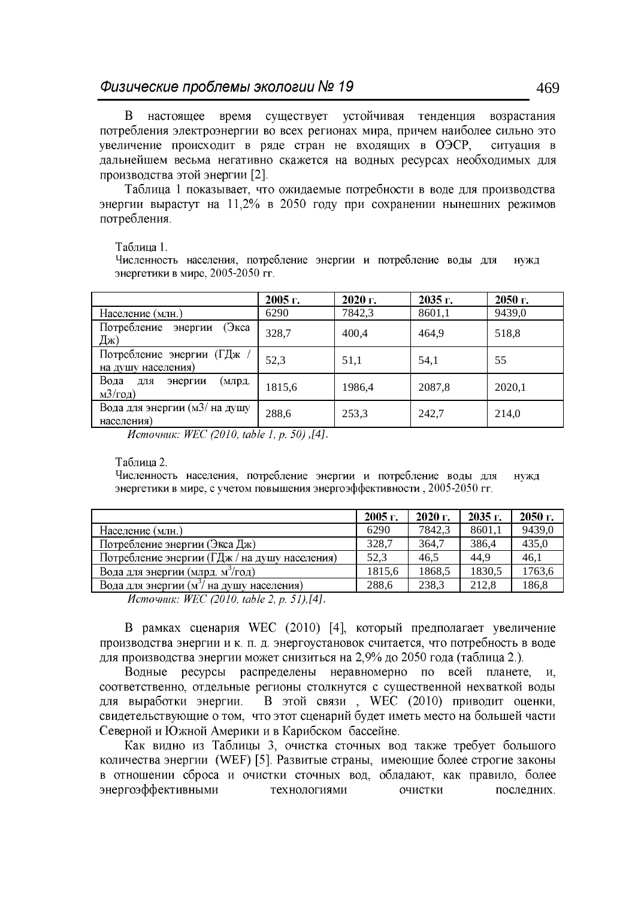В настоящее время существует устойчивая тенденция возрастания потребления электроэнергии во всех регионах мира, причем наиболее сильно это увеличение происходит в ряде стран не входящих в ОЭСР, ситуация в дальнейшем весьма негативно скажется на водных ресурсах необходимых для производства этой энергии [2].

Таблица 1 показывает, что ожидаемые потребности в воде для производства энергии вырастут на 11,2% в 2050 году при сохранении нынешних режимов потребления.

Таблица 1.
Численность населения, потребление энергии и потребление воды для нужд энергетики в мире, 2005-2050 гг.

| | 2005 г. | 2020 г. | 2035 г. | 2050 г. |
|---|---|---|---|---|
| Население (млн.) | 6290 | 7842,3 | 8601,1 | 9439,0 |
| Потребление энергии (Экса Дж) | 328,7 | 400,4 | 464,9 | 518,8 |
| Потребление энергии (ГДж / на душу населения) | 52,3 | 51,1 | 54,1 | 55 |
| Вода для энергии (млрд. м3/год) | 1815,6 | 1986,4 | 2087,8 | 2020,1 |
| Вода для энергии (м3/ на душу населения) | 288,6 | 253,3 | 242,7 | 214,0 |

*Источник: WEC (2010, table 1, p. 50) ,[4].*

Таблица 2.
Численность населения, потребление энергии и потребление воды для нужд энергетики в мире, с учетом повышения энергоэффективности , 2005-2050 гг.

| | 2005 г. | 2020 г. | 2035 г. | 2050 г. |
|---|---|---|---|---|
| Население (млн.) | 6290 | 7842,3 | 8601,1 | 9439,0 |
| Потребление энергии (Экса Дж) | 328,7 | 364,7 | 386,4 | 435,0 |
| Потребление энергии (ГДж / на душу населения) | 52,3 | 46,5 | 44,9 | 46,1 |
| Вода для энергии (млрд. $м^3$/год) | 1815,6 | 1868,5 | 1830,5 | 1763,6 |
| Вода для энергии ($м^3$/ на душу населения) | 288,6 | 238,3 | 212,8 | 186,8 |

*Источник: WEC (2010, table 2, p. 51),[4].*

В рамках сценария WEC (2010) [4], который предполагает увеличение производства энергии и к. п. д. энергоустановок считается, что потребность в воде для производства энергии может снизиться на 2,9% до 2050 года (таблица 2.).

Водные ресурсы распределены неравномерно по всей планете, и, соответственно, отдельные регионы столкнутся с существенной нехваткой воды для выработки энергии. В этой связи , WEC (2010) приводит оценки, свидетельствующие о том, что этот сценарий будет иметь место на большей части Северной и Южной Америки и в Карибском бассейне.

Как видно из Таблицы 3, очистка сточных вод также требует большого количества энергии (WEF) [5]. Развитые страны, имеющие более строгие законы в отношении сброса и очистки сточных вод, обладают, как правило, более энергоэффективными технологиями очистки последних.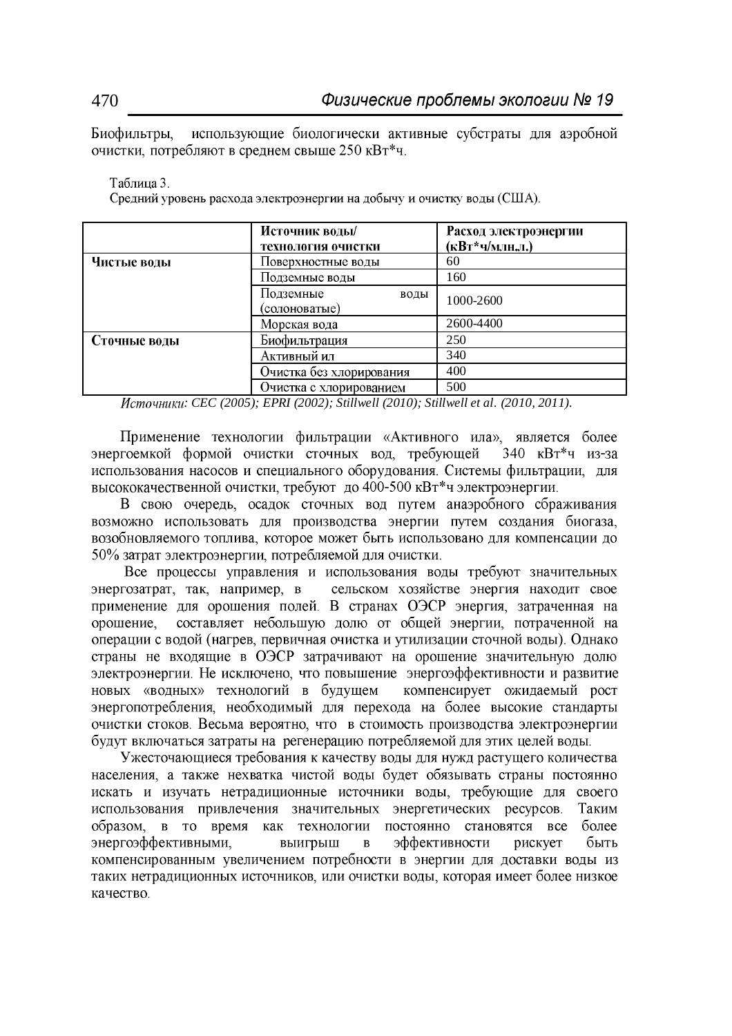Биофильтры, использующие биологически активные субстраты для аэробной очистки, потребляют в среднем свыше 250 кВт*ч.

Таблица 3.
Средний уровень расхода электроэнергии на добычу и очистку воды (США).

| | Источник воды/ технология очистки | Расход электроэнергии (кВт*ч/млн.л.) |
|---|---|---|
| **Чистые воды** | Поверхностные воды | 60 |
| | Подземные воды | 160 |
| | Подземные воды (солоноватые) | 1000-2600 |
| | Морская вода | 2600-4400 |
| **Сточные воды** | Биофильтрация | 250 |
| | Активный ил | 340 |
| | Очистка без хлорирования | 400 |
| | Очистка с хлорированием | 500 |

*Источники: CEC (2005); EPRI (2002); Stillwell (2010); Stillwell et al. (2010, 2011).*

Применение технологии фильтрации «Активного ила», является более энергоемкой формой очистки сточных вод, требующей 340 кВт*ч из-за использования насосов и специального оборудования. Системы фильтрации, для высококачественной очистки, требуют до 400-500 кВт*ч электроэнергии.

В свою очередь, осадок сточных вод путем анаэробного сбраживания возможно использовать для производства энергии путем создания биогаза, возобновляемого топлива, которое может быть использовано для компенсации до 50% затрат электроэнергии, потребляемой для очистки.

Все процессы управления и использования воды требуют значительных энергозатрат, так, например, в сельском хозяйстве энергия находит свое применение для орошения полей. В странах ОЭСР энергия, затраченная на орошение, составляет небольшую долю от общей энергии, потраченной на операции с водой (нагрев, первичная очистка и утилизации сточной воды). Однако страны не входящие в ОЭСР затрачивают на орошение значительную долю электроэнергии. Не исключено, что повышение энергоэффективности и развитие новых «водных» технологий в будущем компенсирует ожидаемый рост энергопотребления, необходимый для перехода на более высокие стандарты очистки стоков. Весьма вероятно, что в стоимость производства электроэнергии будут включаться затраты на регенерацию потребляемой для этих целей воды.

Ужесточающиеся требования к качеству воды для нужд растущего количества населения, а также нехватка чистой воды будет обязывать страны постоянно искать и изучать нетрадиционные источники воды, требующие для своего использования привлечения значительных энергетических ресурсов. Таким образом, в то время как технологии постоянно становятся все более энергоэффективными, выигрыш в эффективности рискует быть компенсированным увеличением потребности в энергии для доставки воды из таких нетрадиционных источников, или очистки воды, которая имеет более низкое качество.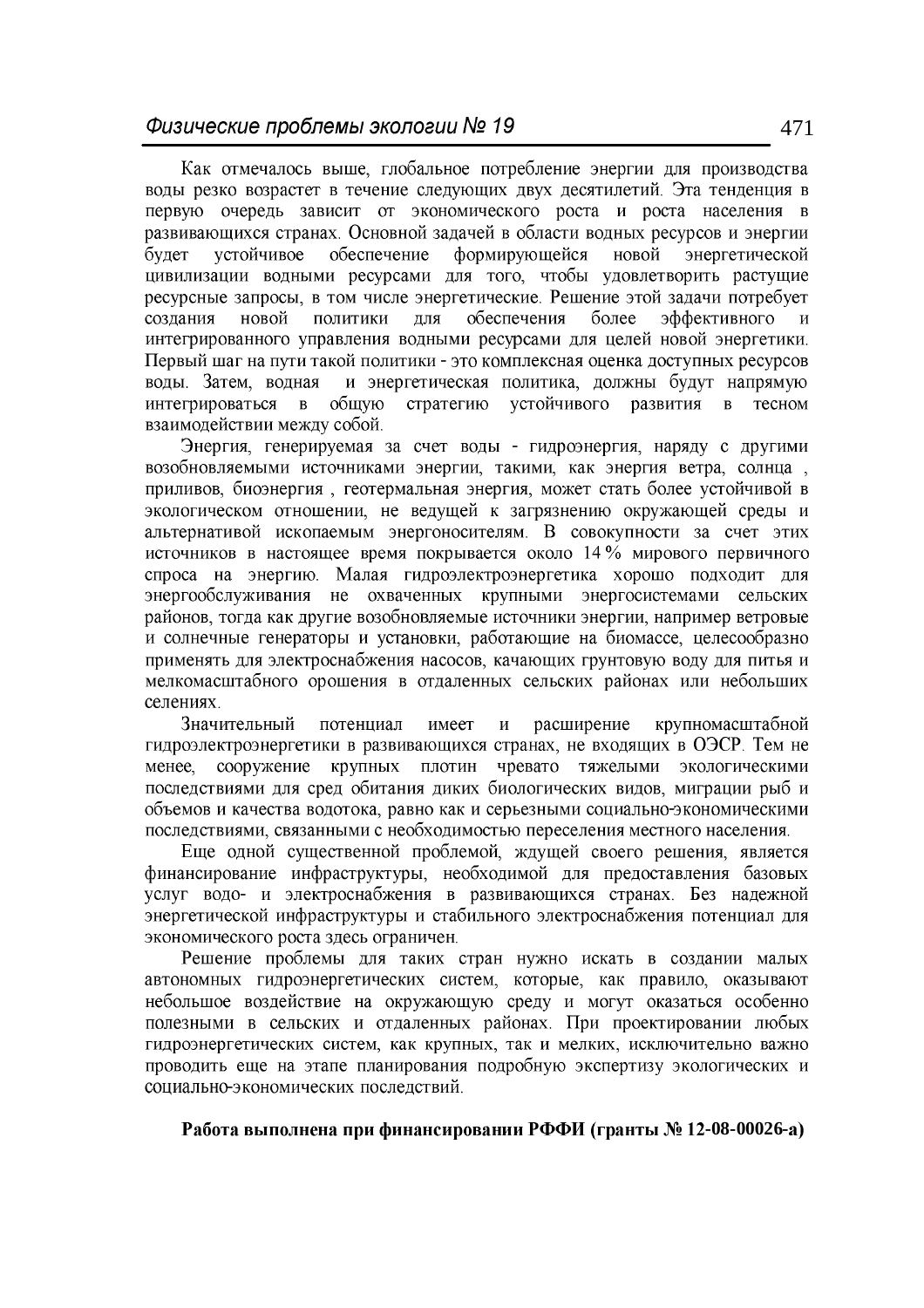Как отмечалось выше, глобальное потребление энергии для производства воды резко возрастет в течение следующих двух десятилетий. Эта тенденция в первую очередь зависит от экономического роста и роста населения в развивающихся странах. Основной задачей в области водных ресурсов и энергии будет устойчивое обеспечение формирующейся новой энергетической цивилизации водными ресурсами для того, чтобы удовлетворить растущие ресурсные запросы, в том числе энергетические. Решение этой задачи потребует создания новой политики для обеспечения более эффективного и интегрированного управления водными ресурсами для целей новой энергетики. Первый шаг на пути такой политики - это комплексная оценка доступных ресурсов воды. Затем, водная и энергетическая политика, должны будут напрямую интегрироваться в общую стратегию устойчивого развития в тесном взаимодействии между собой.

Энергия, генерируемая за счет воды - гидроэнергия, наряду с другими возобновляемыми источниками энергии, такими, как энергия ветра, солнца , приливов, биоэнергия , геотермальная энергия, может стать более устойчивой в экологическом отношении, не ведущей к загрязнению окружающей среды и альтернативой ископаемым энергоносителям. В совокупности за счет этих источников в настоящее время покрывается около 14 % мирового первичного спроса на энергию. Малая гидроэлектроэнергетика хорошо подходит для энергообслуживания не охваченных крупными энергосистемами сельских районов, тогда как другие возобновляемые источники энергии, например ветровые и солнечные генераторы и установки, работающие на биомассе, целесообразно применять для электроснабжения насосов, качающих грунтовую воду для питья и мелкомасштабного орошения в отдаленных сельских районах или небольших селениях.

Значительный потенциал имеет и расширение крупномасштабной гидроэлектроэнергетики в развивающихся странах, не входящих в ОЭСР. Тем не менее, сооружение крупных плотин чревато тяжелыми экологическими последствиями для сред обитания диких биологических видов, миграции рыб и объемов и качества водотока, равно как и серьезными социально-экономическими последствиями, связанными с необходимостью переселения местного населения.

Еще одной существенной проблемой, ждущей своего решения, является финансирование инфраструктуры, необходимой для предоставления базовых услуг водо- и электроснабжения в развивающихся странах. Без надежной энергетической инфраструктуры и стабильного электроснабжения потенциал для экономического роста здесь ограничен.

Решение проблемы для таких стран нужно искать в создании малых автономных гидроэнергетических систем, которые, как правило, оказывают небольшое воздействие на окружающую среду и могут оказаться особенно полезными в сельских и отдаленных районах. При проектировании любых гидроэнергетических систем, как крупных, так и мелких, исключительно важно проводить еще на этапе планирования подробную экспертизу экологических и социально-экономических последствий.

**Работа выполнена при финансировании РФФИ (гранты № 12-08-00026-а)**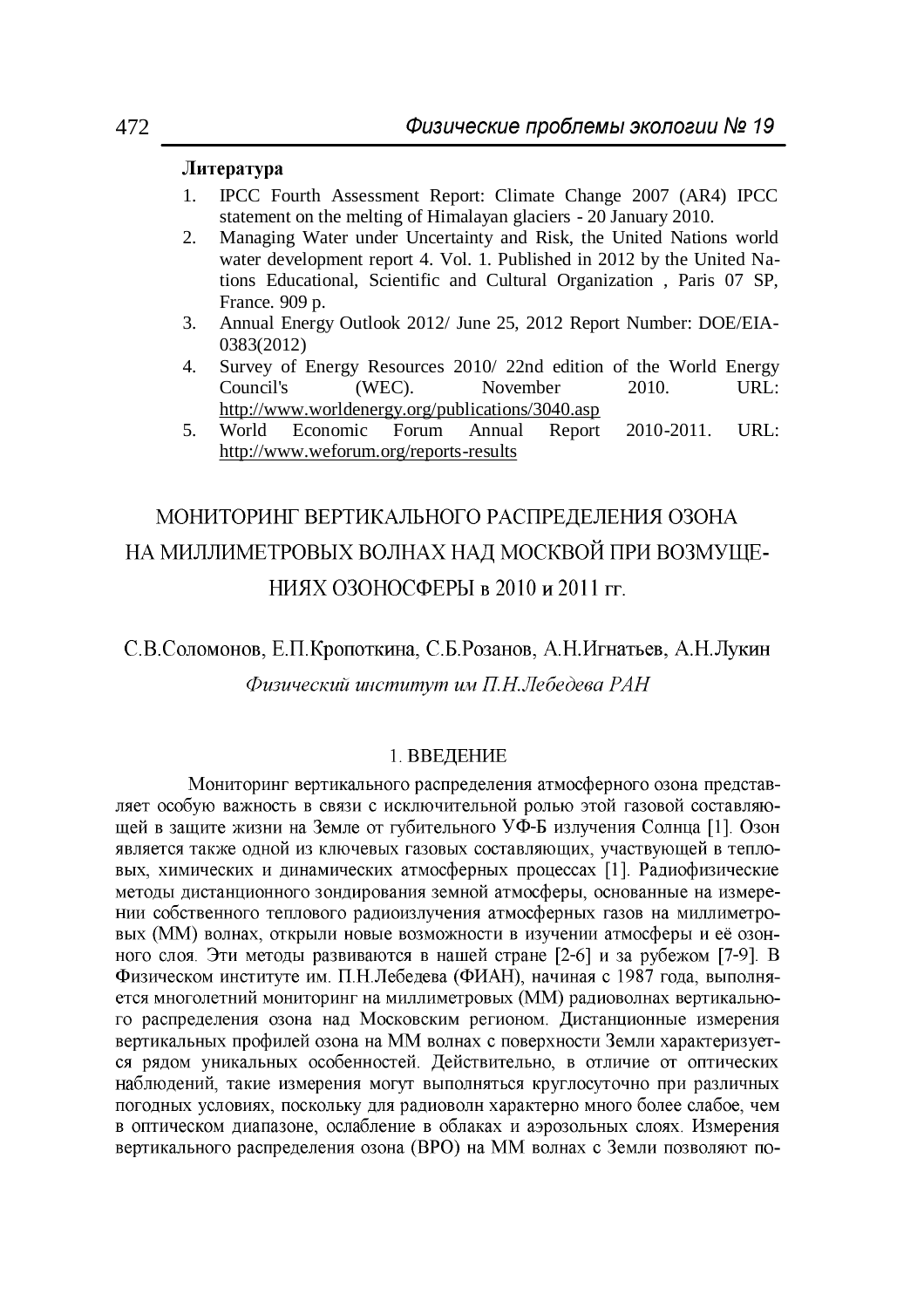**Литература**

1. IPCC Fourth Assessment Report: Climate Change 2007 (AR4) IPCC statement on the melting of Himalayan glaciers - 20 January 2010.
2. Managing Water under Uncertainty and Risk, the United Nations world water development report 4. Vol. 1. Published in 2012 by the United Nations Educational, Scientific and Cultural Organization , Paris 07 SP, France. 909 p.
3. Annual Energy Outlook 2012/ June 25, 2012 Report Number: DOE/EIA-0383(2012)
4. Survey of Energy Resources 2010/ 22nd edition of the World Energy Council's (WEC). November 2010. URL: http://www.worldenergy.org/publications/3040.asp
5. World Economic Forum Annual Report 2010-2011. URL: http://www.weforum.org/reports-results

# МОНИТОРИНГ ВЕРТИКАЛЬНОГО РАСПРЕДЕЛЕНИЯ ОЗОНА НА МИЛЛИМЕТРОВЫХ ВОЛНАХ НАД МОСКВОЙ ПРИ ВОЗМУЩЕНИЯХ ОЗОНОСФЕРЫ в 2010 и 2011 гг.

С.В.Соломонов, Е.П.Кропоткина, С.Б.Розанов, А.Н.Игнатьев, А.Н.Лукин

*Физический институт им П.Н.Лебедева РАН*

## 1. ВВЕДЕНИЕ

Мониторинг вертикального распределения атмосферного озона представляет особую важность в связи с исключительной ролью этой газовой составляющей в защите жизни на Земле от губительного УФ-Б излучения Солнца [1]. Озон является также одной из ключевых газовых составляющих, участвующей в тепловых, химических и динамических атмосферных процессах [1]. Радиофизические методы дистанционного зондирования земной атмосферы, основанные на измерении собственного теплового радиоизлучения атмосферных газов на миллиметровых (ММ) волнах, открыли новые возможности в изучении атмосферы и её озонного слоя. Эти методы развиваются в нашей стране [2-6] и за рубежом [7-9]. В Физическом институте им. П.Н.Лебедева (ФИАН), начиная с 1987 года, выполняется многолетний мониторинг на миллиметровых (ММ) радиоволнах вертикального распределения озона над Московским регионом. Дистанционные измерения вертикальных профилей озона на ММ волнах с поверхности Земли характеризуется рядом уникальных особенностей. Действительно, в отличие от оптических наблюдений, такие измерения могут выполняться круглосуточно при различных погодных условиях, поскольку для радиоволн характерно много более слабое, чем в оптическом диапазоне, ослабление в облаках и аэрозольных слоях. Измерения вертикального распределения озона (ВРО) на ММ волнах с Земли позволяют по-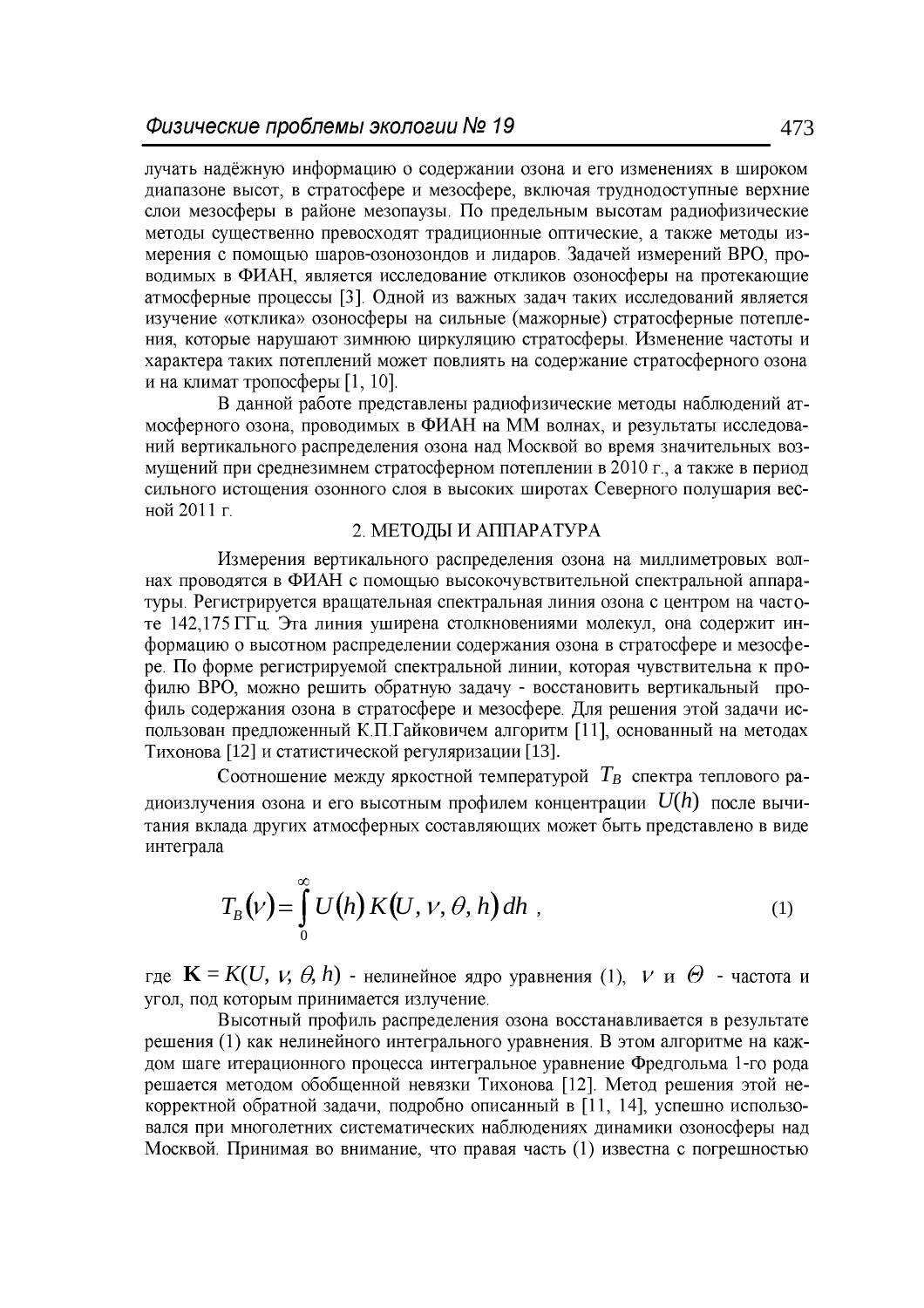лучать надёжную информацию о содержании озона и его изменениях в широком диапазоне высот, в стратосфере и мезосфере, включая труднодоступные верхние слои мезосферы в районе мезопаузы. По предельным высотам радиофизические методы существенно превосходят традиционные оптические, а также методы измерения с помощью шаров-озонозондов и лидаров. Задачей измерений ВРО, проводимых в ФИАН, является исследование откликов озоносферы на протекающие атмосферные процессы [3]. Одной из важных задач таких исследований является изучение «отклика» озоносферы на сильные (мажорные) стратосферные потепления, которые нарушают зимнюю циркуляцию стратосферы. Изменение частоты и характера таких потеплений может повлиять на содержание стратосферного озона и на климат тропосферы [1, 10].

В данной работе представлены радиофизические методы наблюдений атмосферного озона, проводимых в ФИАН на ММ волнах, и результаты исследований вертикального распределения озона над Москвой во время значительных возмущений при среднезимнем стратосферном потеплении в 2010 г., а также в период сильного истощения озонного слоя в высоких широтах Северного полушария весной 2011 г.

## 2. МЕТОДЫ И АППАРАТУРА

Измерения вертикального распределения озона на миллиметровых волнах проводятся в ФИАН с помощью высокочувствительной спектральной аппаратуры. Регистрируется вращательная спектральная линия озона с центром на частоте 142,175 ГГц. Эта линия уширена столкновениями молекул, она содержит информацию о высотном распределении содержания озона в стратосфере и мезосфере. По форме регистрируемой спектральной линии, которая чувствительна к профилю ВРО, можно решить обратную задачу - восстановить вертикальный профиль содержания озона в стратосфере и мезосфере. Для решения этой задачи использован предложенный К.П.Гайковичем алгоритм [11], основанный на методах Тихонова [12] и статистической регуляризации [13].

Соотношение между яркостной температурой $T_B$ спектра теплового радиоизлучения озона и его высотным профилем концентрации $U(h)$ после вычитания вклада других атмосферных составляющих может быть представлено в виде интеграла

$$T_B(\nu) = \int_0^{\infty} U(h)\, K(U, \nu, \theta, h)\, dh \;, \qquad (1)$$

где $\mathbf{K} = K(U,\ \nu,\ \theta,\ h)$ - нелинейное ядро уравнения (1), $\nu$ и $\Theta$ - частота и угол, под которым принимается излучение.

Высотный профиль распределения озона восстанавливается в результате решения (1) как нелинейного интегрального уравнения. В этом алгоритме на каждом шаге итерационного процесса интегральное уравнение Фредгольма 1-го рода решается методом обобщенной невязки Тихонова [12]. Метод решения этой некорректной обратной задачи, подробно описанный в [11, 14], успешно использовался при многолетних систематических наблюдениях динамики озоносферы над Москвой. Принимая во внимание, что правая часть (1) известна с погрешностью